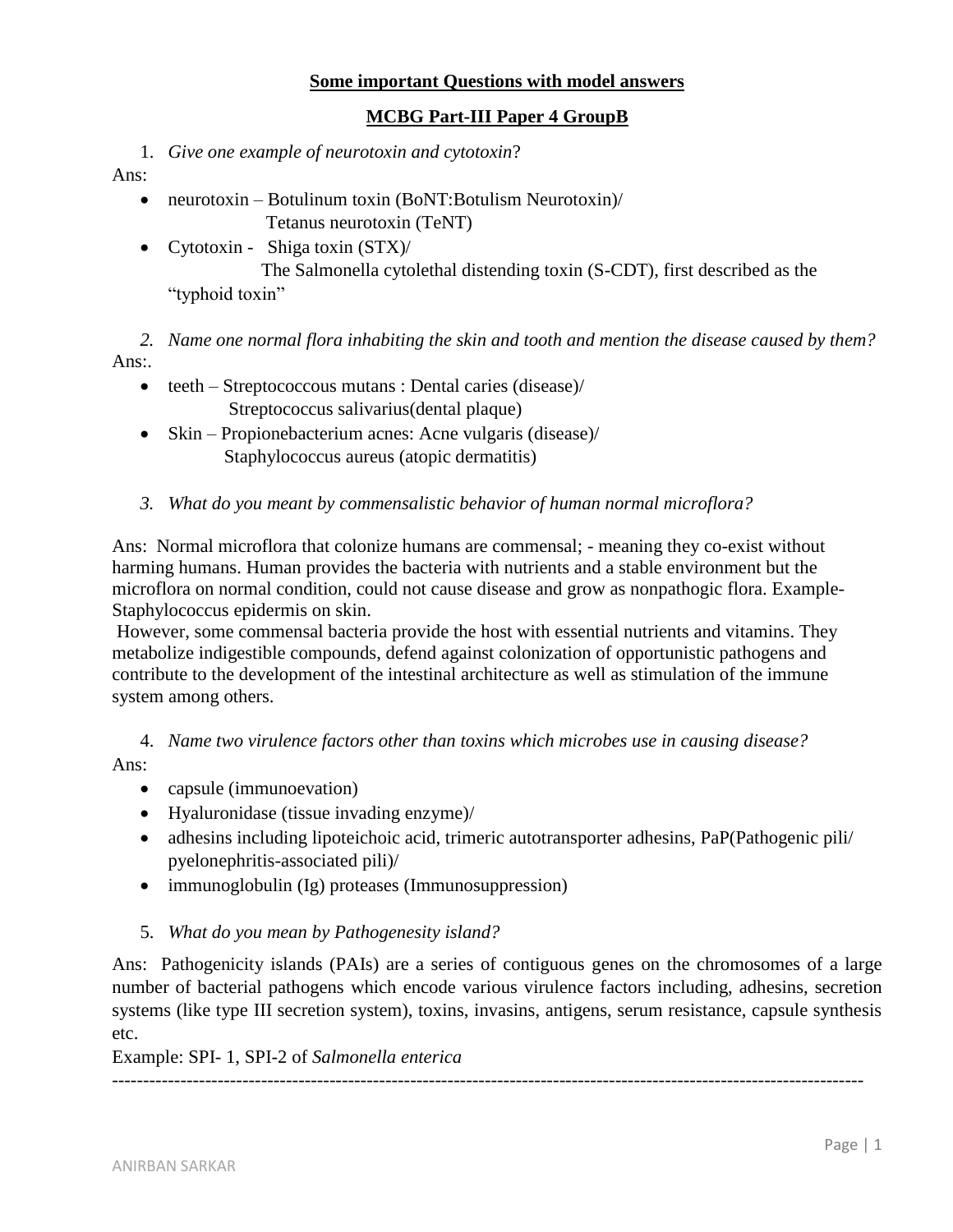**Some important Questions with model answers**

**MCBG Part-III Paper 4 GroupB**

1. *Give one example of neurotoxin and cytotoxin*?

Ans:

- neurotoxin – Botulinum toxin (BoNT:Botulism Neurotoxin)/
  Tetanus neurotoxin (TeNT)
- Cytotoxin - Shiga toxin (STX)/
  The Salmonella cytolethal distending toxin (S-CDT), first described as the "typhoid toxin"

2. *Name one normal flora inhabiting the skin and tooth and mention the disease caused by them?*

Ans:.

- teeth – Streptococcous mutans : Dental caries (disease)/
  Streptococcus salivarius(dental plaque)
- Skin – Propionebacterium acnes: Acne vulgaris (disease)/
  Staphylococcus aureus (atopic dermatitis)

3. *What do you meant by commensalistic behavior of human normal microflora?*

Ans: Normal microflora that colonize humans are commensal; - meaning they co-exist without harming humans. Human provides the bacteria with nutrients and a stable environment but the microflora on normal condition, could not cause disease and grow as nonpathogic flora. Example- Staphylococcus epidermis on skin.

However, some commensal bacteria provide the host with essential nutrients and vitamins. They metabolize indigestible compounds, defend against colonization of opportunistic pathogens and contribute to the development of the intestinal architecture as well as stimulation of the immune system among others.

4. *Name two virulence factors other than toxins which microbes use in causing disease?*

Ans:

- capsule (immunoevation)
- Hyaluronidase (tissue invading enzyme)/
- adhesins including lipoteichoic acid, trimeric autotransporter adhesins, PaP(Pathogenic pili/ pyelonephritis-associated pili)/
- immunoglobulin (Ig) proteases (Immunosuppression)

5. *What do you mean by Pathogenesity island?*

Ans: Pathogenicity islands (PAIs) are a series of contiguous genes on the chromosomes of a large number of bacterial pathogens which encode various virulence factors including, adhesins, secretion systems (like type III secretion system), toxins, invasins, antigens, serum resistance, capsule synthesis etc.

Example: SPI- 1, SPI-2 of *Salmonella enterica*

---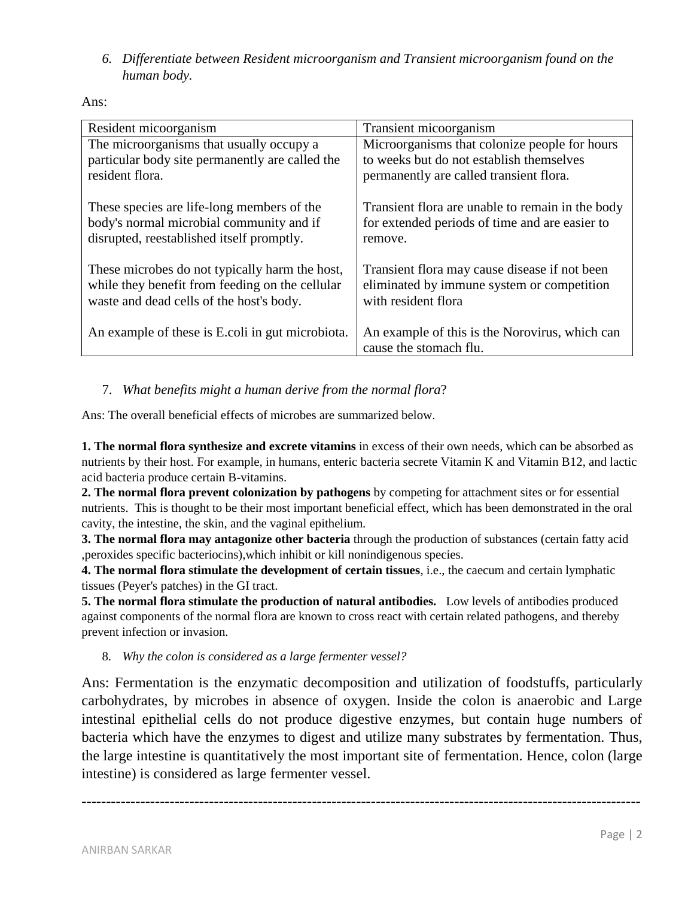6. *Differentiate between Resident microorganism and Transient microorganism found on the human body.*

Ans:

| Resident micoorganism | Transient micoorganism |
|---|---|
| The microorganisms that usually occupy a particular body site permanently are called the resident flora.<br><br>These species are life-long members of the body's normal microbial community and if disrupted, reestablished itself promptly.<br><br>These microbes do not typically harm the host, while they benefit from feeding on the cellular waste and dead cells of the host's body.<br><br>An example of these is E.coli in gut microbiota. | Microorganisms that colonize people for hours to weeks but do not establish themselves permanently are called transient flora.<br><br>Transient flora are unable to remain in the body for extended periods of time and are easier to remove.<br><br>Transient flora may cause disease if not been eliminated by immune system or competition with resident flora<br><br>An example of this is the Norovirus, which can cause the stomach flu. |

7. *What benefits might a human derive from the normal flora*?

Ans: The overall beneficial effects of microbes are summarized below.

**1. The normal flora synthesize and excrete vitamins** in excess of their own needs, which can be absorbed as nutrients by their host. For example, in humans, enteric bacteria secrete Vitamin K and Vitamin B12, and lactic acid bacteria produce certain B-vitamins.
**2. The normal flora prevent colonization by pathogens** by competing for attachment sites or for essential nutrients. This is thought to be their most important beneficial effect, which has been demonstrated in the oral cavity, the intestine, the skin, and the vaginal epithelium.
**3. The normal flora may antagonize other bacteria** through the production of substances (certain fatty acid ,peroxides specific bacteriocins),which inhibit or kill nonindigenous species.
**4. The normal flora stimulate the development of certain tissues**, i.e., the caecum and certain lymphatic tissues (Peyer's patches) in the GI tract.
**5. The normal flora stimulate the production of natural antibodies.** Low levels of antibodies produced against components of the normal flora are known to cross react with certain related pathogens, and thereby prevent infection or invasion.

8. *Why the colon is considered as a large fermenter vessel?*

Ans: Fermentation is the enzymatic decomposition and utilization of foodstuffs, particularly carbohydrates, by microbes in absence of oxygen. Inside the colon is anaerobic and Large intestinal epithelial cells do not produce digestive enzymes, but contain huge numbers of bacteria which have the enzymes to digest and utilize many substrates by fermentation. Thus, the large intestine is quantitatively the most important site of fermentation. Hence, colon (large intestine) is considered as large fermenter vessel.

---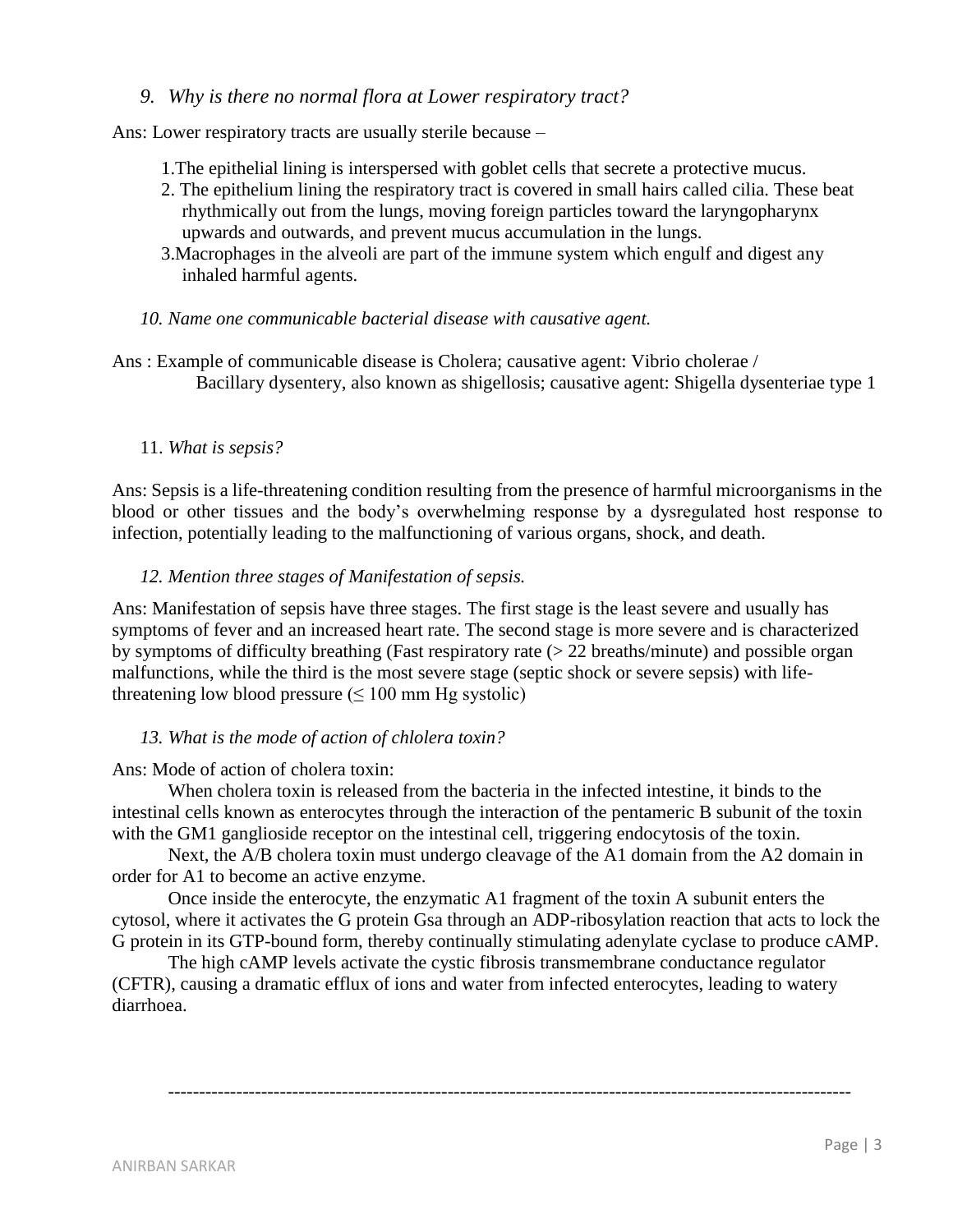*9. Why is there no normal flora at Lower respiratory tract?*

Ans: Lower respiratory tracts are usually sterile because –

1. The epithelial lining is interspersed with goblet cells that secrete a protective mucus.
2. The epithelium lining the respiratory tract is covered in small hairs called cilia. These beat rhythmically out from the lungs, moving foreign particles toward the laryngopharynx upwards and outwards, and prevent mucus accumulation in the lungs.
3. Macrophages in the alveoli are part of the immune system which engulf and digest any inhaled harmful agents.

*10. Name one communicable bacterial disease with causative agent.*

Ans : Example of communicable disease is Cholera; causative agent: Vibrio cholerae / Bacillary dysentery, also known as shigellosis; causative agent: Shigella dysenteriae type 1

11. *What is sepsis?*

Ans: Sepsis is a life-threatening condition resulting from the presence of harmful microorganisms in the blood or other tissues and the body's overwhelming response by a dysregulated host response to infection, potentially leading to the malfunctioning of various organs, shock, and death.

*12. Mention three stages of Manifestation of sepsis.*

Ans: Manifestation of sepsis have three stages. The first stage is the least severe and usually has symptoms of fever and an increased heart rate. The second stage is more severe and is characterized by symptoms of difficulty breathing (Fast respiratory rate (> 22 breaths/minute) and possible organ malfunctions, while the third is the most severe stage (septic shock or severe sepsis) with life-threatening low blood pressure (≤ 100 mm Hg systolic)

*13. What is the mode of action of chlolera toxin?*

Ans: Mode of action of cholera toxin:

When cholera toxin is released from the bacteria in the infected intestine, it binds to the intestinal cells known as enterocytes through the interaction of the pentameric B subunit of the toxin with the GM1 ganglioside receptor on the intestinal cell, triggering endocytosis of the toxin.

Next, the A/B cholera toxin must undergo cleavage of the A1 domain from the A2 domain in order for A1 to become an active enzyme.

Once inside the enterocyte, the enzymatic A1 fragment of the toxin A subunit enters the cytosol, where it activates the G protein Gsa through an ADP-ribosylation reaction that acts to lock the G protein in its GTP-bound form, thereby continually stimulating adenylate cyclase to produce cAMP.

The high cAMP levels activate the cystic fibrosis transmembrane conductance regulator (CFTR), causing a dramatic efflux of ions and water from infected enterocytes, leading to watery diarrhoea.

---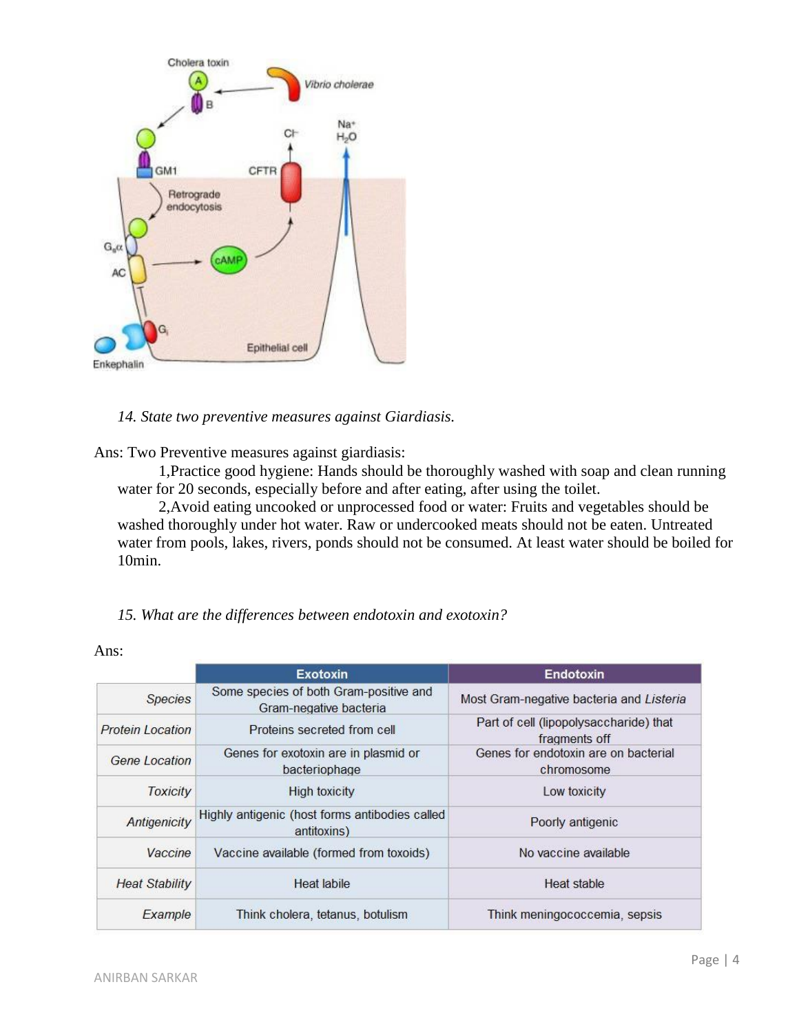*14. State two preventive measures against Giardiasis.*

Ans: Two Preventive measures against giardiasis:

1,Practice good hygiene: Hands should be thoroughly washed with soap and clean running water for 20 seconds, especially before and after eating, after using the toilet.

2,Avoid eating uncooked or unprocessed food or water: Fruits and vegetables should be washed thoroughly under hot water. Raw or undercooked meats should not be eaten. Untreated water from pools, lakes, rivers, ponds should not be consumed. At least water should be boiled for 10min.

*15. What are the differences between endotoxin and exotoxin?*

Ans:

| | Exotoxin | Endotoxin |
|---|---|---|
| *Species* | Some species of both Gram-positive and Gram-negative bacteria | Most Gram-negative bacteria and *Listeria* |
| *Protein Location* | Proteins secreted from cell | Part of cell (lipopolysaccharide) that fragments off |
| *Gene Location* | Genes for exotoxin are in plasmid or bacteriophage | Genes for endotoxin are on bacterial chromosome |
| *Toxicity* | High toxicity | Low toxicity |
| *Antigenicity* | Highly antigenic (host forms antibodies called antitoxins) | Poorly antigenic |
| *Vaccine* | Vaccine available (formed from toxoids) | No vaccine available |
| *Heat Stability* | Heat labile | Heat stable |
| *Example* | Think cholera, tetanus, botulism | Think meningococcemia, sepsis |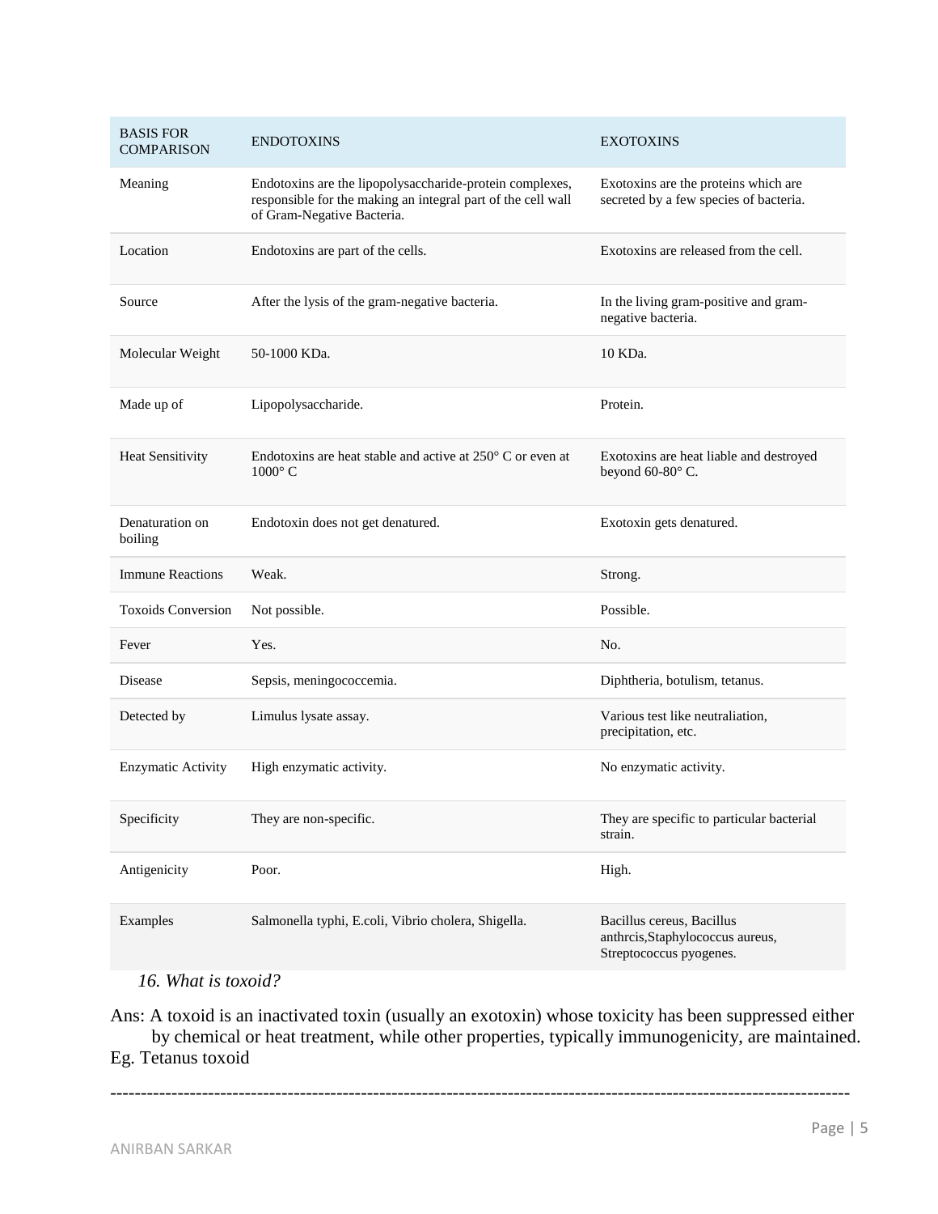| BASIS FOR COMPARISON | ENDOTOXINS | EXOTOXINS |
|---|---|---|
| Meaning | Endotoxins are the lipopolysaccharide-protein complexes, responsible for the making an integral part of the cell wall of Gram-Negative Bacteria. | Exotoxins are the proteins which are secreted by a few species of bacteria. |
| Location | Endotoxins are part of the cells. | Exotoxins are released from the cell. |
| Source | After the lysis of the gram-negative bacteria. | In the living gram-positive and gram-negative bacteria. |
| Molecular Weight | 50-1000 KDa. | 10 KDa. |
| Made up of | Lipopolysaccharide. | Protein. |
| Heat Sensitivity | Endotoxins are heat stable and active at 250° C or even at 1000° C | Exotoxins are heat liable and destroyed beyond 60-80° C. |
| Denaturation on boiling | Endotoxin does not get denatured. | Exotoxin gets denatured. |
| Immune Reactions | Weak. | Strong. |
| Toxoids Conversion | Not possible. | Possible. |
| Fever | Yes. | No. |
| Disease | Sepsis, meningococcemia. | Diphtheria, botulism, tetanus. |
| Detected by | Limulus lysate assay. | Various test like neutraliation, precipitation, etc. |
| Enzymatic Activity | High enzymatic activity. | No enzymatic activity. |
| Specificity | They are non-specific. | They are specific to particular bacterial strain. |
| Antigenicity | Poor. | High. |
| Examples | Salmonella typhi, E.coli, Vibrio cholera, Shigella. | Bacillus cereus, Bacillus anthrcis,Staphylococcus aureus, Streptococcus pyogenes. |

*16. What is toxoid?*

Ans: A toxoid is an inactivated toxin (usually an exotoxin) whose toxicity has been suppressed either by chemical or heat treatment, while other properties, typically immunogenicity, are maintained. Eg. Tetanus toxoid

---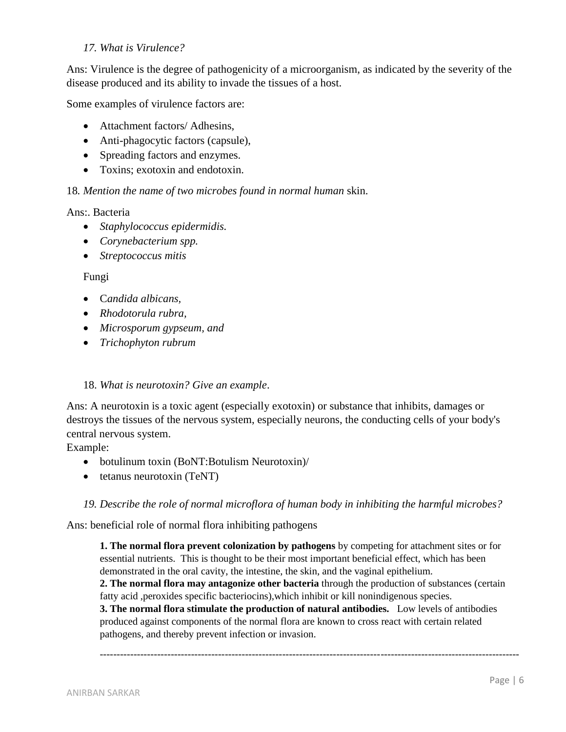*17. What is Virulence?*

Ans: Virulence is the degree of pathogenicity of a microorganism, as indicated by the severity of the disease produced and its ability to invade the tissues of a host.

Some examples of virulence factors are:

- Attachment factors/ Adhesins,
- Anti-phagocytic factors (capsule),
- Spreading factors and enzymes.
- Toxins; exotoxin and endotoxin.

18*. Mention the name of two microbes found in normal human* skin.

Ans:. Bacteria

- *Staphylococcus epidermidis.*
- *Corynebacterium spp.*
- *Streptococcus mitis*

Fungi

- C*andida albicans,*
- *Rhodotorula rubra,*
- *Microsporum gypseum, and*
- *Trichophyton rubrum*

18. *What is neurotoxin? Give an example*.

Ans: A neurotoxin is a toxic agent (especially exotoxin) or substance that inhibits, damages or destroys the tissues of the nervous system, especially neurons, the conducting cells of your body's central nervous system.

Example:

- botulinum toxin (BoNT:Botulism Neurotoxin)/
- tetanus neurotoxin (TeNT)

*19. Describe the role of normal microflora of human body in inhibiting the harmful microbes?*

Ans: beneficial role of normal flora inhibiting pathogens

**1. The normal flora prevent colonization by pathogens** by competing for attachment sites or for essential nutrients. This is thought to be their most important beneficial effect, which has been demonstrated in the oral cavity, the intestine, the skin, and the vaginal epithelium.
**2. The normal flora may antagonize other bacteria** through the production of substances (certain fatty acid ,peroxides specific bacteriocins),which inhibit or kill nonindigenous species.
**3. The normal flora stimulate the production of natural antibodies.** Low levels of antibodies produced against components of the normal flora are known to cross react with certain related pathogens, and thereby prevent infection or invasion.

---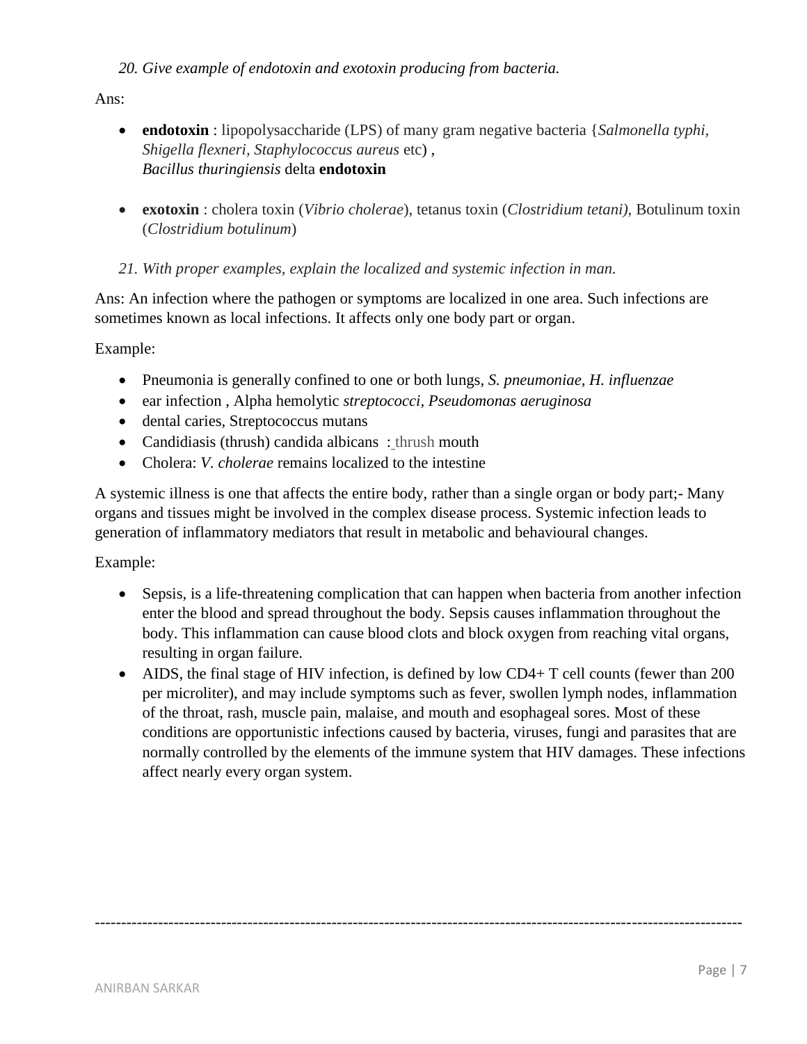*20. Give example of endotoxin and exotoxin producing from bacteria.*

Ans:

- **endotoxin** : lipopolysaccharide (LPS) of many gram negative bacteria {*Salmonella typhi, Shigella flexneri, Staphylococcus aureus* etc) ,
  *Bacillus thuringiensis* delta **endotoxin**

- **exotoxin** : cholera toxin (*Vibrio cholerae*), tetanus toxin (*Clostridium tetani),* Botulinum toxin (*Clostridium botulinum*)

*21. With proper examples, explain the localized and systemic infection in man.*

Ans: An infection where the pathogen or symptoms are localized in one area. Such infections are sometimes known as local infections. It affects only one body part or organ.

Example:

- Pneumonia is generally confined to one or both lungs, *S. pneumoniae, H. influenzae*
- ear infection , Alpha hemolytic *streptococci, Pseudomonas aeruginosa*
- dental caries, Streptococcus mutans
- Candidiasis (thrush) candida albicans : thrush mouth
- Cholera: *V. cholerae* remains localized to the intestine

A systemic illness is one that affects the entire body, rather than a single organ or body part;- Many organs and tissues might be involved in the complex disease process. Systemic infection leads to generation of inflammatory mediators that result in metabolic and behavioural changes.

Example:

- Sepsis, is a life-threatening complication that can happen when bacteria from another infection enter the blood and spread throughout the body. Sepsis causes inflammation throughout the body. This inflammation can cause blood clots and block oxygen from reaching vital organs, resulting in organ failure.
- AIDS, the final stage of HIV infection, is defined by low CD4+ T cell counts (fewer than 200 per microliter), and may include symptoms such as fever, swollen lymph nodes, inflammation of the throat, rash, muscle pain, malaise, and mouth and esophageal sores. Most of these conditions are opportunistic infections caused by bacteria, viruses, fungi and parasites that are normally controlled by the elements of the immune system that HIV damages. These infections affect nearly every organ system.

---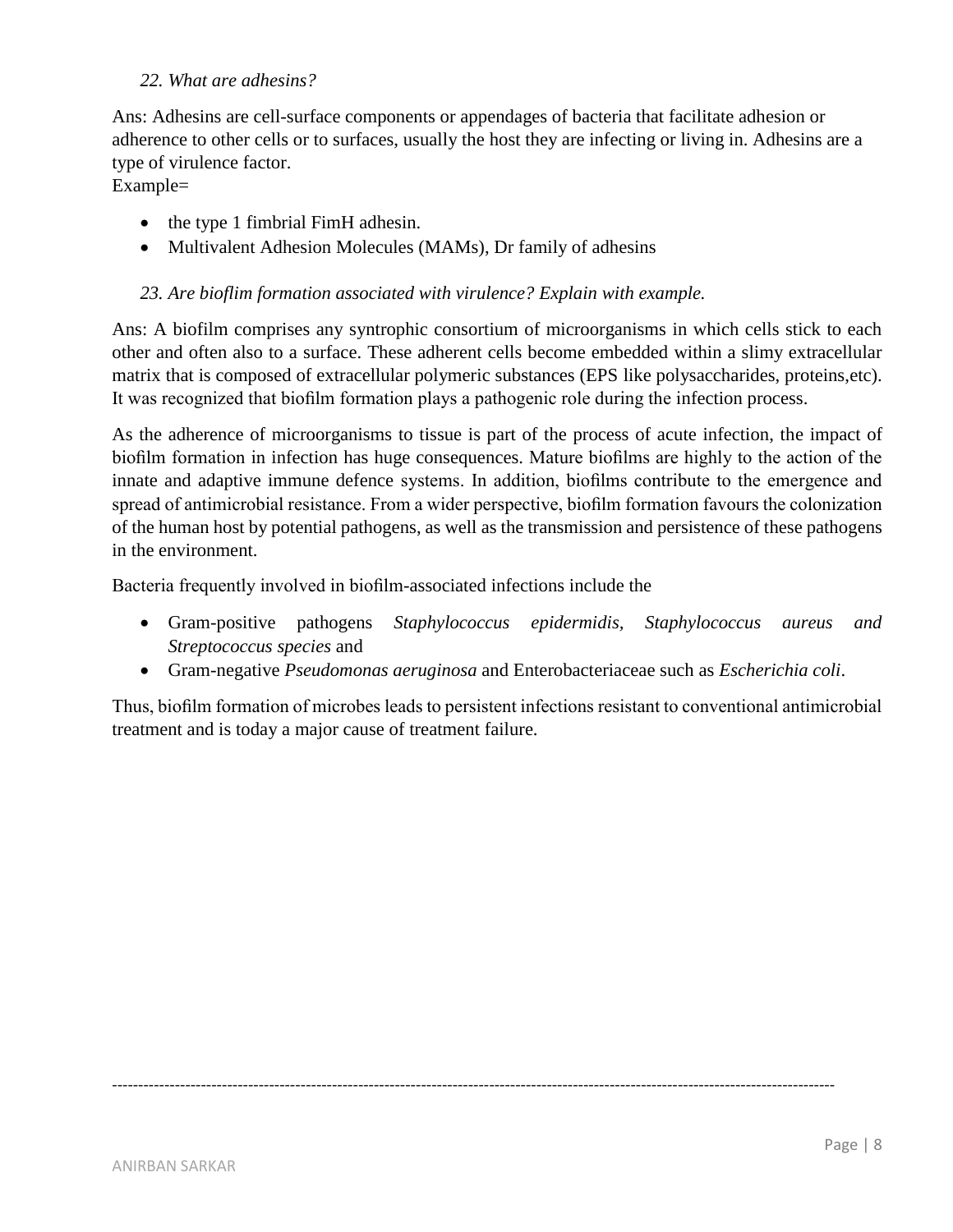*22. What are adhesins?*

Ans: Adhesins are cell-surface components or appendages of bacteria that facilitate adhesion or adherence to other cells or to surfaces, usually the host they are infecting or living in. Adhesins are a type of virulence factor.
Example=

- the type 1 fimbrial FimH adhesin.
- Multivalent Adhesion Molecules (MAMs), Dr family of adhesins

*23. Are bioflim formation associated with virulence? Explain with example.*

Ans: A biofilm comprises any syntrophic consortium of microorganisms in which cells stick to each other and often also to a surface. These adherent cells become embedded within a slimy extracellular matrix that is composed of extracellular polymeric substances (EPS like polysaccharides, proteins,etc). It was recognized that biofilm formation plays a pathogenic role during the infection process.

As the adherence of microorganisms to tissue is part of the process of acute infection, the impact of biofilm formation in infection has huge consequences. Mature biofilms are highly to the action of the innate and adaptive immune defence systems. In addition, biofilms contribute to the emergence and spread of antimicrobial resistance. From a wider perspective, biofilm formation favours the colonization of the human host by potential pathogens, as well as the transmission and persistence of these pathogens in the environment.

Bacteria frequently involved in biofilm-associated infections include the

- Gram-positive pathogens *Staphylococcus epidermidis, Staphylococcus aureus and Streptococcus species* and
- Gram-negative *Pseudomonas aeruginosa* and Enterobacteriaceae such as *Escherichia coli*.

Thus, biofilm formation of microbes leads to persistent infections resistant to conventional antimicrobial treatment and is today a major cause of treatment failure.

--------------------------------------------------------------------------------------------------------------------------------------